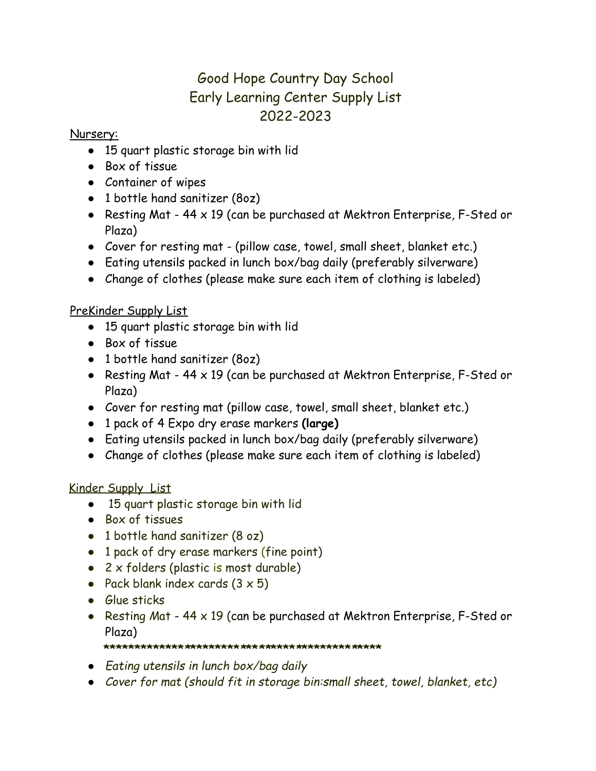# Good Hope Country Day School
# Early Learning Center Supply List
# 2022-2023

Nursery:

- 15 quart plastic storage bin with lid
- Box of tissue
- Container of wipes
- 1 bottle hand sanitizer (8oz)
- Resting Mat - 44 x 19 (can be purchased at Mektron Enterprise, F-Sted or Plaza)
- Cover for resting mat - (pillow case, towel, small sheet, blanket etc.)
- Eating utensils packed in lunch box/bag daily (preferably silverware)
- Change of clothes (please make sure each item of clothing is labeled)

PreKinder Supply List

- 15 quart plastic storage bin with lid
- Box of tissue
- 1 bottle hand sanitizer (8oz)
- Resting Mat - 44 x 19 (can be purchased at Mektron Enterprise, F-Sted or Plaza)
- Cover for resting mat (pillow case, towel, small sheet, blanket etc.)
- 1 pack of 4 Expo dry erase markers **(large)**
- Eating utensils packed in lunch box/bag daily (preferably silverware)
- Change of clothes (please make sure each item of clothing is labeled)

Kinder Supply List

- 15 quart plastic storage bin with lid
- Box of tissues
- 1 bottle hand sanitizer (8 oz)
- 1 pack of dry erase markers (fine point)
- 2 x folders (plastic is most durable)
- Pack blank index cards (3 x 5)
- Glue sticks
- Resting Mat - 44 x 19 (can be purchased at Mektron Enterprise, F-Sted or Plaza)

*******************************************

- *Eating utensils in lunch box/bag daily*
- *Cover for mat (should fit in storage bin:small sheet, towel, blanket, etc)*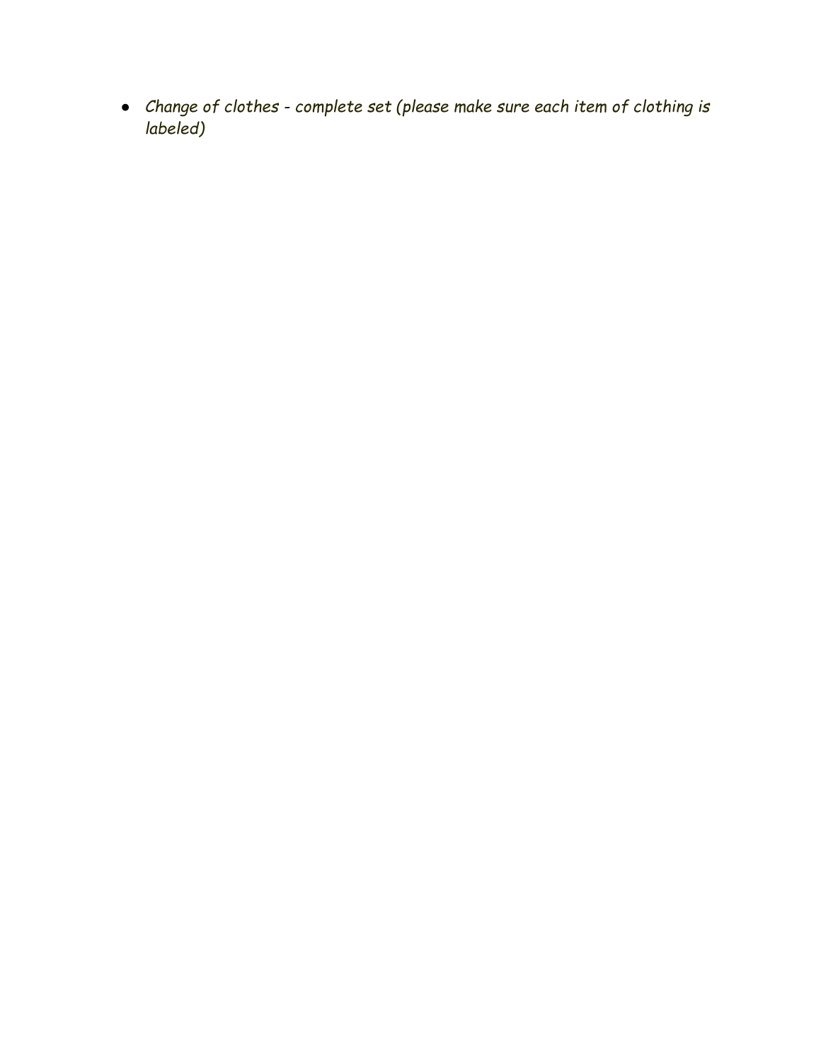- *Change of clothes - complete set (please make sure each item of clothing is labeled)*